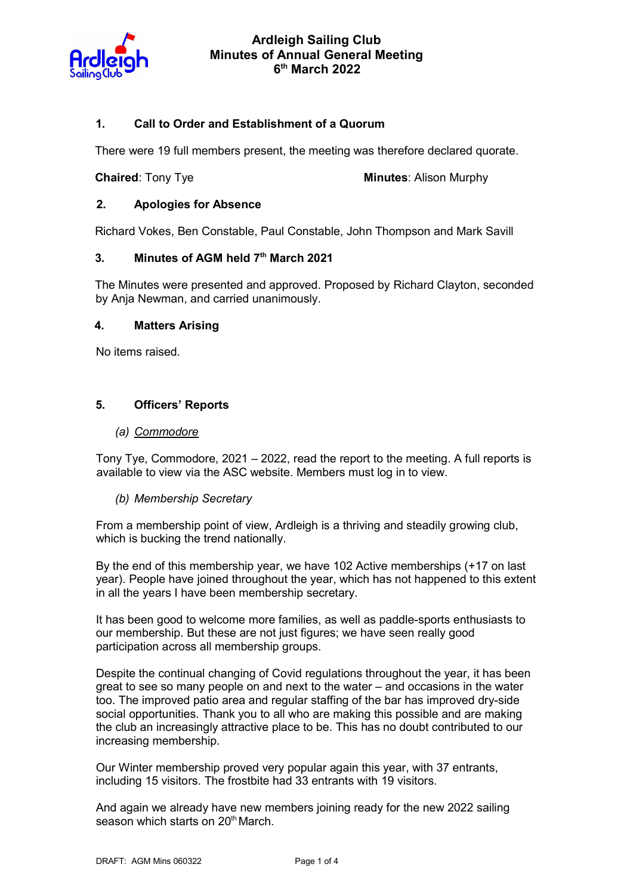# Ardleigh Sailing Club
## Minutes of Annual General Meeting
## 6th March 2022

### 1. Call to Order and Establishment of a Quorum

There were 19 full members present, the meeting was therefore declared quorate.

**Chaired**: Tony Tye **Minutes**: Alison Murphy

### 2. Apologies for Absence

Richard Vokes, Ben Constable, Paul Constable, John Thompson and Mark Savill

### 3. Minutes of AGM held 7th March 2021

The Minutes were presented and approved. Proposed by Richard Clayton, seconded by Anja Newman, and carried unanimously.

### 4. Matters Arising

No items raised.

### 5. Officers' Reports

*(a) Commodore*

Tony Tye, Commodore, 2021 – 2022, read the report to the meeting. A full reports is available to view via the ASC website. Members must log in to view.

*(b) Membership Secretary*

From a membership point of view, Ardleigh is a thriving and steadily growing club, which is bucking the trend nationally.

By the end of this membership year, we have 102 Active memberships (+17 on last year). People have joined throughout the year, which has not happened to this extent in all the years I have been membership secretary.

It has been good to welcome more families, as well as paddle-sports enthusiasts to our membership. But these are not just figures; we have seen really good participation across all membership groups.

Despite the continual changing of Covid regulations throughout the year, it has been great to see so many people on and next to the water – and occasions in the water too. The improved patio area and regular staffing of the bar has improved dry-side social opportunities. Thank you to all who are making this possible and are making the club an increasingly attractive place to be. This has no doubt contributed to our increasing membership.

Our Winter membership proved very popular again this year, with 37 entrants, including 15 visitors. The frostbite had 33 entrants with 19 visitors.

And again we already have new members joining ready for the new 2022 sailing season which starts on 20th March.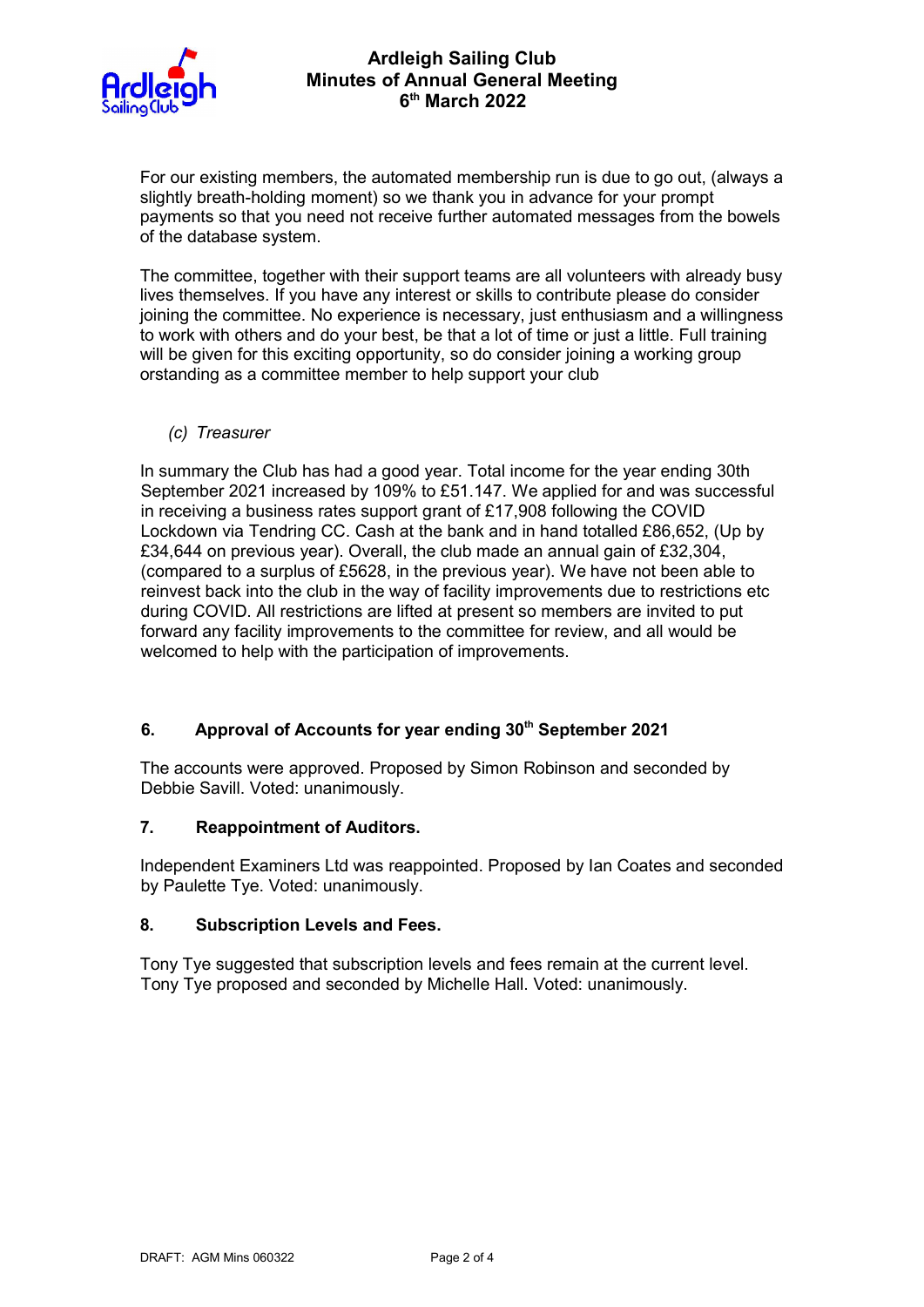For our existing members, the automated membership run is due to go out, (always a slightly breath-holding moment) so we thank you in advance for your prompt payments so that you need not receive further automated messages from the bowels of the database system.

The committee, together with their support teams are all volunteers with already busy lives themselves. If you have any interest or skills to contribute please do consider joining the committee. No experience is necessary, just enthusiasm and a willingness to work with others and do your best, be that a lot of time or just a little. Full training will be given for this exciting opportunity, so do consider joining a working group orstanding as a committee member to help support your club

*(c) Treasurer*

In summary the Club has had a good year. Total income for the year ending 30th September 2021 increased by 109% to £51.147. We applied for and was successful in receiving a business rates support grant of £17,908 following the COVID Lockdown via Tendring CC. Cash at the bank and in hand totalled £86,652, (Up by £34,644 on previous year). Overall, the club made an annual gain of £32,304, (compared to a surplus of £5628, in the previous year). We have not been able to reinvest back into the club in the way of facility improvements due to restrictions etc during COVID. All restrictions are lifted at present so members are invited to put forward any facility improvements to the committee for review, and all would be welcomed to help with the participation of improvements.

## 6. Approval of Accounts for year ending 30th September 2021

The accounts were approved. Proposed by Simon Robinson and seconded by Debbie Savill. Voted: unanimously.

## 7. Reappointment of Auditors.

Independent Examiners Ltd was reappointed. Proposed by Ian Coates and seconded by Paulette Tye. Voted: unanimously.

## 8. Subscription Levels and Fees.

Tony Tye suggested that subscription levels and fees remain at the current level. Tony Tye proposed and seconded by Michelle Hall. Voted: unanimously.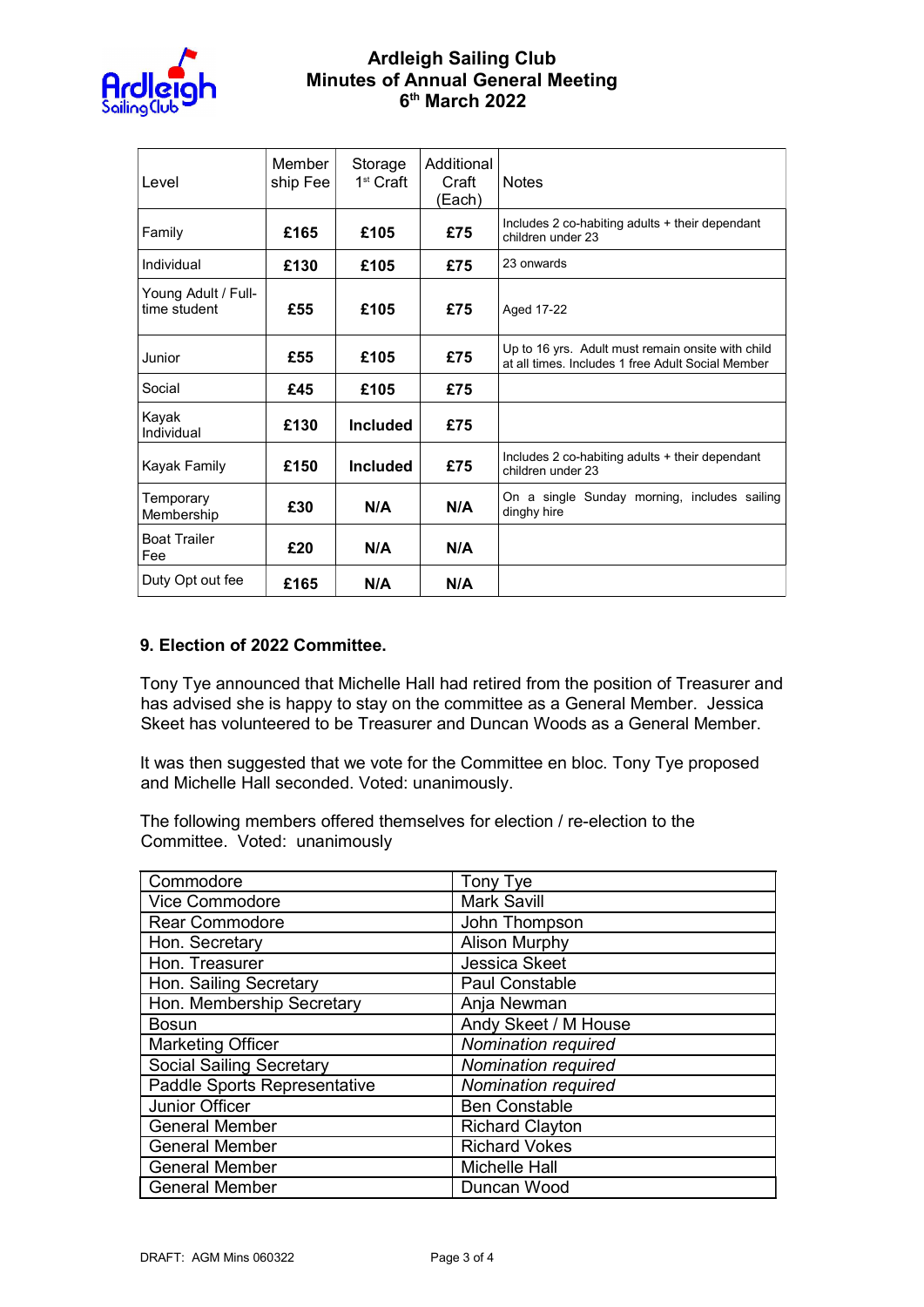# Ardleigh Sailing Club
## Minutes of Annual General Meeting
## 6th March 2022

| Level | Membership Fee | Storage 1st Craft | Additional Craft (Each) | Notes |
|---|---|---|---|---|
| Family | **£165** | **£105** | **£75** | Includes 2 co-habiting adults + their dependant children under 23 |
| Individual | **£130** | **£105** | **£75** | 23 onwards |
| Young Adult / Full-time student | **£55** | **£105** | **£75** | Aged 17-22 |
| Junior | **£55** | **£105** | **£75** | Up to 16 yrs. Adult must remain onsite with child at all times. Includes 1 free Adult Social Member |
| Social | **£45** | **£105** | **£75** | |
| Kayak Individual | **£130** | **Included** | **£75** | |
| Kayak Family | **£150** | **Included** | **£75** | Includes 2 co-habiting adults + their dependant children under 23 |
| Temporary Membership | **£30** | **N/A** | **N/A** | On a single Sunday morning, includes sailing dinghy hire |
| Boat Trailer Fee | **£20** | **N/A** | **N/A** | |
| Duty Opt out fee | **£165** | **N/A** | **N/A** | |

### 9. Election of 2022 Committee.

Tony Tye announced that Michelle Hall had retired from the position of Treasurer and has advised she is happy to stay on the committee as a General Member. Jessica Skeet has volunteered to be Treasurer and Duncan Woods as a General Member.

It was then suggested that we vote for the Committee en bloc. Tony Tye proposed and Michelle Hall seconded. Voted: unanimously.

The following members offered themselves for election / re-election to the Committee. Voted: unanimously

| Position | Name |
|---|---|
| Commodore | Tony Tye |
| Vice Commodore | Mark Savill |
| Rear Commodore | John Thompson |
| Hon. Secretary | Alison Murphy |
| Hon. Treasurer | Jessica Skeet |
| Hon. Sailing Secretary | Paul Constable |
| Hon. Membership Secretary | Anja Newman |
| Bosun | Andy Skeet / M House |
| Marketing Officer | *Nomination required* |
| Social Sailing Secretary | *Nomination required* |
| Paddle Sports Representative | *Nomination required* |
| Junior Officer | Ben Constable |
| General Member | Richard Clayton |
| General Member | Richard Vokes |
| General Member | Michelle Hall |
| General Member | Duncan Wood |

DRAFT: AGM Mins 060322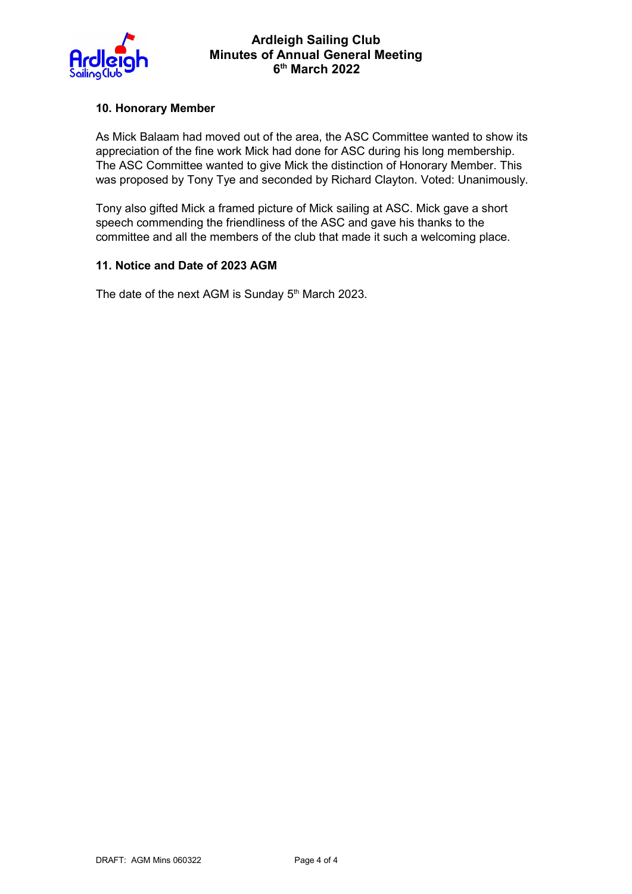### 10. Honorary Member

As Mick Balaam had moved out of the area, the ASC Committee wanted to show its appreciation of the fine work Mick had done for ASC during his long membership. The ASC Committee wanted to give Mick the distinction of Honorary Member. This was proposed by Tony Tye and seconded by Richard Clayton. Voted: Unanimously.

Tony also gifted Mick a framed picture of Mick sailing at ASC. Mick gave a short speech commending the friendliness of the ASC and gave his thanks to the committee and all the members of the club that made it such a welcoming place.

### 11. Notice and Date of 2023 AGM

The date of the next AGM is Sunday 5th March 2023.